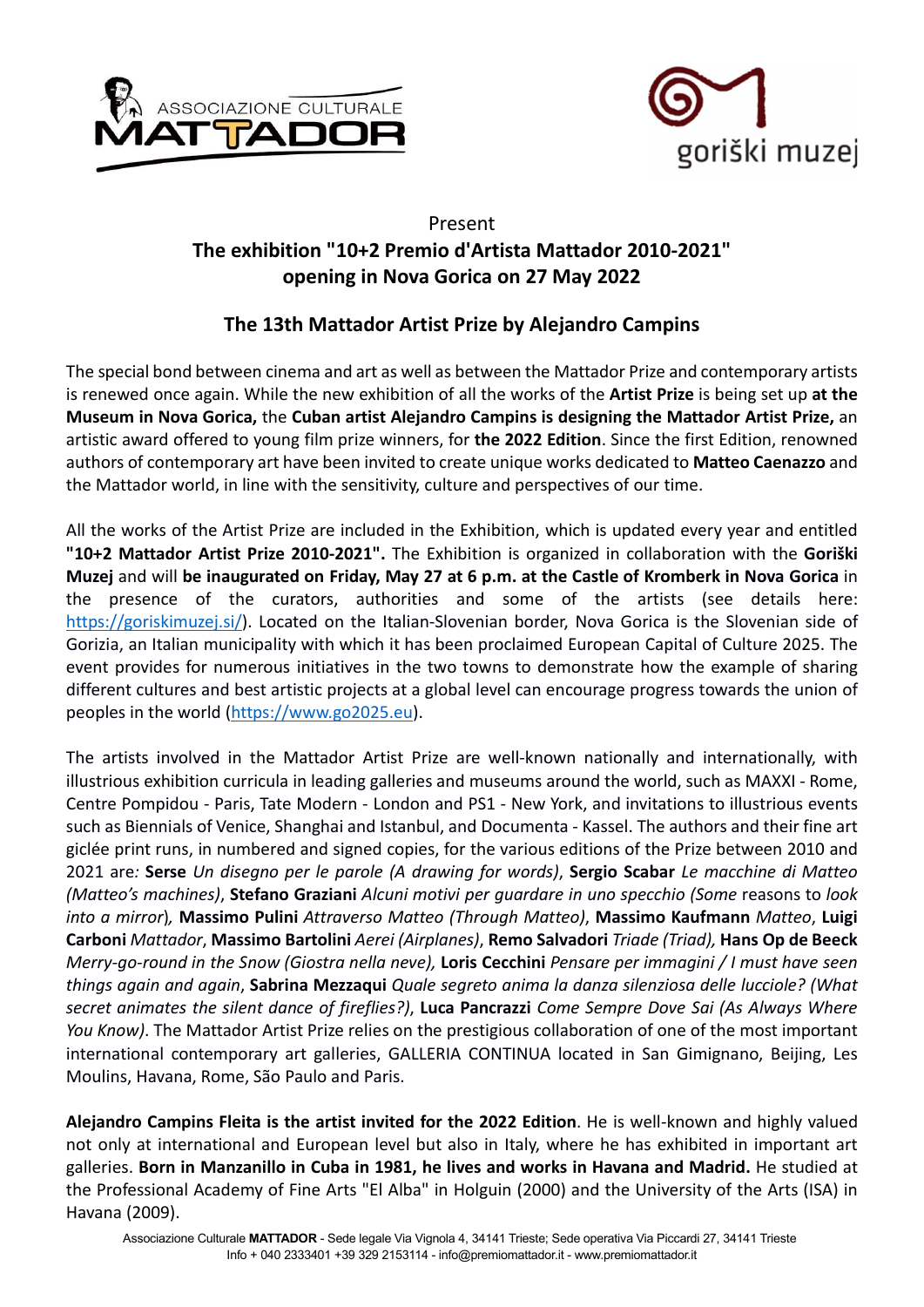Present

## The exhibition "10+2 Premio d'Artista Mattador 2010-2021" opening in Nova Gorica on 27 May 2022

## The 13th Mattador Artist Prize by Alejandro Campins

The special bond between cinema and art as well as between the Mattador Prize and contemporary artists is renewed once again. While the new exhibition of all the works of the **Artist Prize** is being set up **at the Museum in Nova Gorica,** the **Cuban artist Alejandro Campins is designing the Mattador Artist Prize,** an artistic award offered to young film prize winners, for **the 2022 Edition**. Since the first Edition, renowned authors of contemporary art have been invited to create unique works dedicated to **Matteo Caenazzo** and the Mattador world, in line with the sensitivity, culture and perspectives of our time.

All the works of the Artist Prize are included in the Exhibition, which is updated every year and entitled **"10+2 Mattador Artist Prize 2010-2021".** The Exhibition is organized in collaboration with the **Goriški Muzej** and will **be inaugurated on Friday, May 27 at 6 p.m. at the Castle of Kromberk in Nova Gorica** in the presence of the curators, authorities and some of the artists (see details here: https://goriskimuzej.si/). Located on the Italian-Slovenian border, Nova Gorica is the Slovenian side of Gorizia, an Italian municipality with which it has been proclaimed European Capital of Culture 2025. The event provides for numerous initiatives in the two towns to demonstrate how the example of sharing different cultures and best artistic projects at a global level can encourage progress towards the union of peoples in the world (https://www.go2025.eu).

The artists involved in the Mattador Artist Prize are well-known nationally and internationally, with illustrious exhibition curricula in leading galleries and museums around the world, such as MAXXI - Rome, Centre Pompidou - Paris, Tate Modern - London and PS1 - New York, and invitations to illustrious events such as Biennials of Venice, Shanghai and Istanbul, and Documenta - Kassel. The authors and their fine art giclée print runs, in numbered and signed copies, for the various editions of the Prize between 2010 and 2021 are*:* **Serse** *Un disegno per le parole (A drawing for words)*, **Sergio Scabar** *Le macchine di Matteo (Matteo's machines)*, **Stefano Graziani** *Alcuni motivi per guardare in uno specchio (Some* reasons to *look into a mirror*), **Massimo Pulini** *Attraverso Matteo (Through Matteo)*, **Massimo Kaufmann** *Matteo*, **Luigi Carboni** *Mattador*, **Massimo Bartolini** *Aerei (Airplanes)*, **Remo Salvadori** *Triade (Triad),* **Hans Op de Beeck** *Merry-go-round in the Snow (Giostra nella neve),* **Loris Cecchini** *Pensare per immagini / I must have seen things again and again*, **Sabrina Mezzaqui** *Quale segreto anima la danza silenziosa delle lucciole? (What secret animates the silent dance of fireflies?)*, **Luca Pancrazzi** *Come Sempre Dove Sai (As Always Where You Know)*. The Mattador Artist Prize relies on the prestigious collaboration of one of the most important international contemporary art galleries, GALLERIA CONTINUA located in San Gimignano, Beijing, Les Moulins, Havana, Rome, São Paulo and Paris.

**Alejandro Campins Fleita is the artist invited for the 2022 Edition**. He is well-known and highly valued not only at international and European level but also in Italy, where he has exhibited in important art galleries. **Born in Manzanillo in Cuba in 1981, he lives and works in Havana and Madrid.** He studied at the Professional Academy of Fine Arts "El Alba" in Holguin (2000) and the University of the Arts (ISA) in Havana (2009).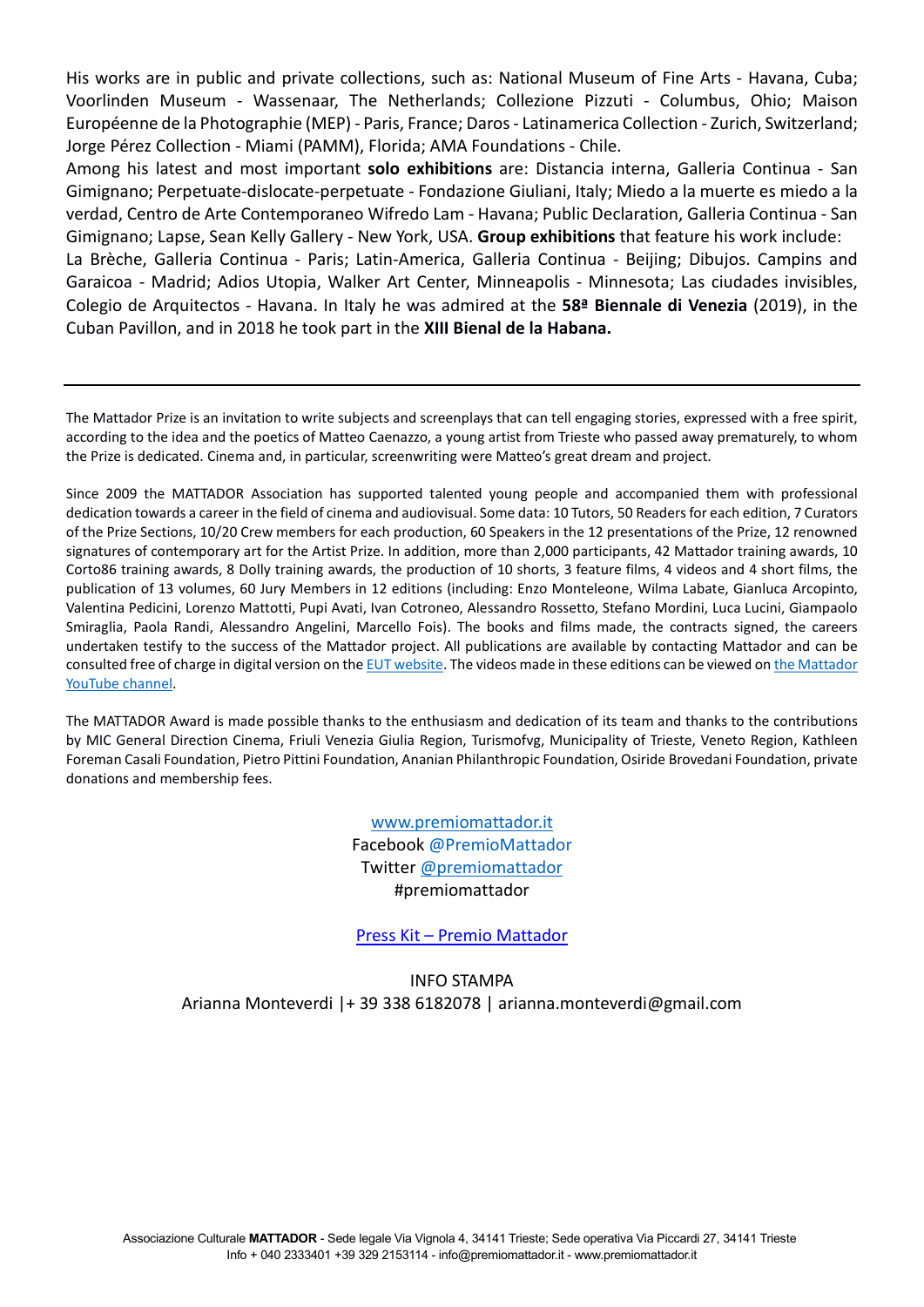His works are in public and private collections, such as: National Museum of Fine Arts - Havana, Cuba; Voorlinden Museum - Wassenaar, The Netherlands; Collezione Pizzuti - Columbus, Ohio; Maison Européenne de la Photographie (MEP) - Paris, France; Daros - Latinamerica Collection - Zurich, Switzerland; Jorge Pérez Collection - Miami (PAMM), Florida; AMA Foundations - Chile.
Among his latest and most important **solo exhibitions** are: Distancia interna, Galleria Continua - San Gimignano; Perpetuate-dislocate-perpetuate - Fondazione Giuliani, Italy; Miedo a la muerte es miedo a la verdad, Centro de Arte Contemporaneo Wifredo Lam - Havana; Public Declaration, Galleria Continua - San Gimignano; Lapse, Sean Kelly Gallery - New York, USA. **Group exhibitions** that feature his work include: La Brèche, Galleria Continua - Paris; Latin-America, Galleria Continua - Beijing; Dibujos. Campins and Garaicoa - Madrid; Adios Utopia, Walker Art Center, Minneapolis - Minnesota; Las ciudades invisibles, Colegio de Arquitectos - Havana. In Italy he was admired at the **58ª Biennale di Venezia** (2019), in the Cuban Pavillon, and in 2018 he took part in the **XIII Bienal de la Habana.**

---

The Mattador Prize is an invitation to write subjects and screenplays that can tell engaging stories, expressed with a free spirit, according to the idea and the poetics of Matteo Caenazzo, a young artist from Trieste who passed away prematurely, to whom the Prize is dedicated. Cinema and, in particular, screenwriting were Matteo's great dream and project.

Since 2009 the MATTADOR Association has supported talented young people and accompanied them with professional dedication towards a career in the field of cinema and audiovisual. Some data: 10 Tutors, 50 Readers for each edition, 7 Curators of the Prize Sections, 10/20 Crew members for each production, 60 Speakers in the 12 presentations of the Prize, 12 renowned signatures of contemporary art for the Artist Prize. In addition, more than 2,000 participants, 42 Mattador training awards, 10 Corto86 training awards, 8 Dolly training awards, the production of 10 shorts, 3 feature films, 4 videos and 4 short films, the publication of 13 volumes, 60 Jury Members in 12 editions (including: Enzo Monteleone, Wilma Labate, Gianluca Arcopinto, Valentina Pedicini, Lorenzo Mattotti, Pupi Avati, Ivan Cotroneo, Alessandro Rossetto, Stefano Mordini, Luca Lucini, Giampaolo Smiraglia, Paola Randi, Alessandro Angelini, Marcello Fois). The books and films made, the contracts signed, the careers undertaken testify to the success of the Mattador project. All publications are available by contacting Mattador and can be consulted free of charge in digital version on the EUT website. The videos made in these editions can be viewed on the Mattador YouTube channel.

The MATTADOR Award is made possible thanks to the enthusiasm and dedication of its team and thanks to the contributions by MIC General Direction Cinema, Friuli Venezia Giulia Region, Turismofvg, Municipality of Trieste, Veneto Region, Kathleen Foreman Casali Foundation, Pietro Pittini Foundation, Ananian Philanthropic Foundation, Osiride Brovedani Foundation, private donations and membership fees.

www.premiomattador.it
Facebook @PremioMattador
Twitter @premiomattador
#premiomattador

Press Kit – Premio Mattador

INFO STAMPA
Arianna Monteverdi |+ 39 338 6182078 | arianna.monteverdi@gmail.com

Associazione Culturale **MATTADOR** - Sede legale Via Vignola 4, 34141 Trieste; Sede operativa Via Piccardi 27, 34141 Trieste
Info + 040 2333401 +39 329 2153114 - info@premiomattador.it - www.premiomattador.it